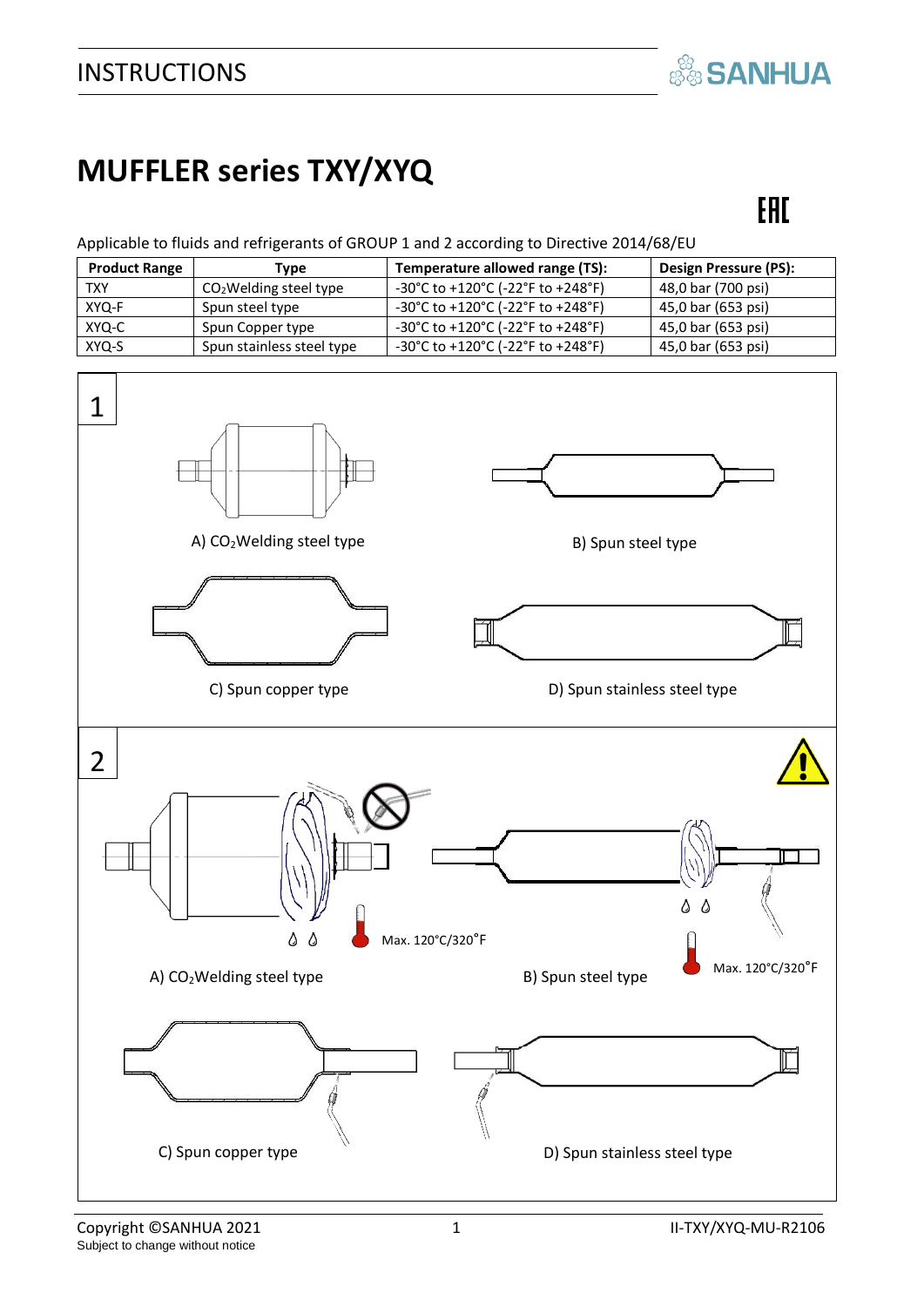# MUFFLER series TXY/XYQ

Applicable to fluids and refrigerants of GROUP 1 and 2 according to Directive 2014/68/EU

| Product Range | Type | Temperature allowed range (TS): | Design Pressure (PS): |
|---|---|---|---|
| TXY | $CO_2$Welding steel type | -30°C to +120°C (-22°F to +248°F) | 48,0 bar (700 psi) |
| XYQ-F | Spun steel type | -30°C to +120°C (-22°F to +248°F) | 45,0 bar (653 psi) |
| XYQ-C | Spun Copper type | -30°C to +120°C (-22°F to +248°F) | 45,0 bar (653 psi) |
| XYQ-S | Spun stainless steel type | -30°C to +120°C (-22°F to +248°F) | 45,0 bar (653 psi) |

1

A) $CO_2$Welding steel type

B) Spun steel type

C) Spun copper type

D) Spun stainless steel type

2

Max. 120°C/320°F

A) $CO_2$Welding steel type

B) Spun steel type

Max. 120°C/320°F

C) Spun copper type

D) Spun stainless steel type

Copyright ©SANHUA 2021
Subject to change without notice

II-TXY/XYQ-MU-R2106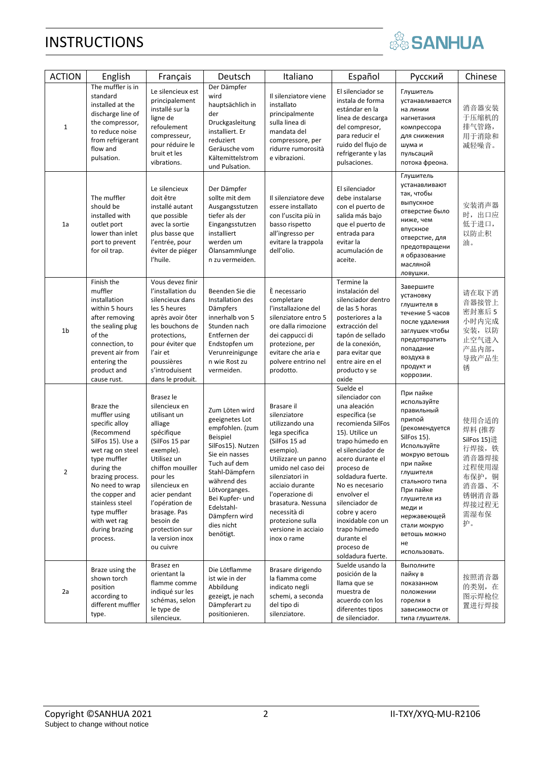# INSTRUCTIONS

SANHUA

| ACTION | English | Français | Deutsch | Italiano | Español | Русский | Chinese |
|---|---|---|---|---|---|---|---|
| 1 | The muffler is in standard installed at the discharge line of the compressor, to reduce noise from refrigerant flow and pulsation. | Le silencieux est principalement installé sur la ligne de refoulement compresseur, pour réduire le bruit et les vibrations. | Der Dämpfer wird hauptsächlich in der Druckgasleitung installiert. Er reduziert Geräusche vom Kältemittelstrom und Pulsation. | Il silenziatore viene installato principalmente sulla linea di mandata del compressore, per ridurre rumorosità e vibrazioni. | El silenciador se instala de forma estándar en la línea de descarga del compresor, para reducir el ruido del flujo de refrigerante y las pulsaciones. | Глушитель устанавливается на линии нагнетания компрессора для снижения шума и пульсаций потока фреона. | 消音器安装于压缩机的排气管路，用于消除和减轻噪音。 |
| 1a | The muffler should be installed with outlet port lower than inlet port to prevent for oil trap. | Le silencieux doit être installé autant que possible avec la sortie plus basse que l'entrée, pour éviter de piéger l'huile. | Der Dämpfer sollte mit dem Ausgangsstutzen tiefer als der Eingangsstutzen installiert werden um Ölansammlunge n zu vermeiden. | Il silenziatore deve essere installato con l'uscita più in basso rispetto all'ingresso per evitare la trappola dell'olio. | El silenciador debe instalarse con el puerto de salida más bajo que el puerto de entrada para evitar la acumulación de aceite. | Глушитель устанавливают так, чтобы выпускное отверстие было ниже, чем впускное отверстие, для предотвращени я образование масляной ловушки. | 安装消声器时，出口应低于进口，以防止积油。 |
| 1b | Finish the muffler installation within 5 hours after removing the sealing plug of the connection, to prevent air from entering the product and cause rust. | Vous devez finir l'installation du silencieux dans les 5 heures après avoir ôter les bouchons de protections, pour éviter que l'air et poussières s'introduisent dans le produit. | Beenden Sie die Installation des Dämpfers innerhalb von 5 Stunden nach Entfernen der Endstopfen um Verunreinigunge n wie Rost zu vermeiden. | È necessario completare l'installazione del silenziatore entro 5 ore dalla rimozione dei cappucci di protezione, per evitare che aria e polvere entrino nel prodotto. | Termine la instalación del silenciador dentro de las 5 horas posteriores a la extracción del tapón de sellado de la conexión, para evitar que entre aire en el producto y se oxide | Завершите установку глушителя в течение 5 часов после удаления заглушек чтобы предотвратить попадание воздуха в продукт и коррозии. | 请在取下消音器接管上密封塞后 5 小时内完成安装，以防止空气进入产品内部，导致产品生锈 |
| 2 | Braze the muffler using specific alloy (Recommend SilFos 15). Use a wet rag on steel type muffler during the brazing process. No need to wrap the copper and stainless steel type muffler with wet rag during brazing process. | Brasez le silencieux en utilisant un alliage spécifique (SilFos 15 par exemple). Utilisez un chiffon mouiller pour les silencieux en acier pendant l'opération de brasage. Pas besoin de protection sur la version inox ou cuivre | Zum Löten wird geeignetes Lot empfohlen. (zum Beispiel SilFos15). Nutzen Sie ein nasses Tuch auf dem Stahl-Dämpfern während des Lötvorganges. Bei Kupfer- und Edelstahl-Dämpfern wird dies nicht benötigt. | Brasare il silenziatore utilizzando una lega specifica (SilFos 15 ad esempio). Utilizzare un panno umido nel caso dei silenziatori in acciaio durante l'operazione di brasatura. Nessuna necessità di protezione sulla versione in acciaio inox o rame | Suelde el silenciador con una aleación específica (se recomienda SilFos 15). Utilice un trapo húmedo en el silenciador de acero durante el proceso de soldadura fuerte. No es necesario envolver el silenciador de cobre y acero inoxidable con un trapo húmedo durante el proceso de soldadura fuerte. | При пайке используйте правильный припой (рекомендуется SilFos 15). Используйте мокрую ветошь при пайке глушителя стального типа При пайке глушителя из меди и нержавеющей стали мокрую ветошь можно не использовать. | 使用合适的焊料 (推荐 SilFos 15)进行焊接，铁消音器焊接过程使用湿布保护，铜消音器、不锈钢消音器焊接过程无需湿布保护。 |
| 2a | Braze using the shown torch position according to different muffler type. | Brasez en orientant la flamme comme indiqué sur les schémas, selon le type de silencieux. | Die Lötflamme ist wie in der Abbildung gezeigt, je nach Dämpferart zu positionieren. | Brasare dirigendo la fiamma come indicato negli schemi, a seconda del tipo di silenziatore. | Suelde usando la posición de la llama que se muestra de acuerdo con los diferentes tipos de silenciador. | Выполните пайку в показанном положении горелки в зависимости от типа глушителя. | 按照消音器的类别，在图示焊枪位置进行焊接 |

Copyright ©SANHUA 2021
Subject to change without notice

II-TXY/XYQ-MU-R2106